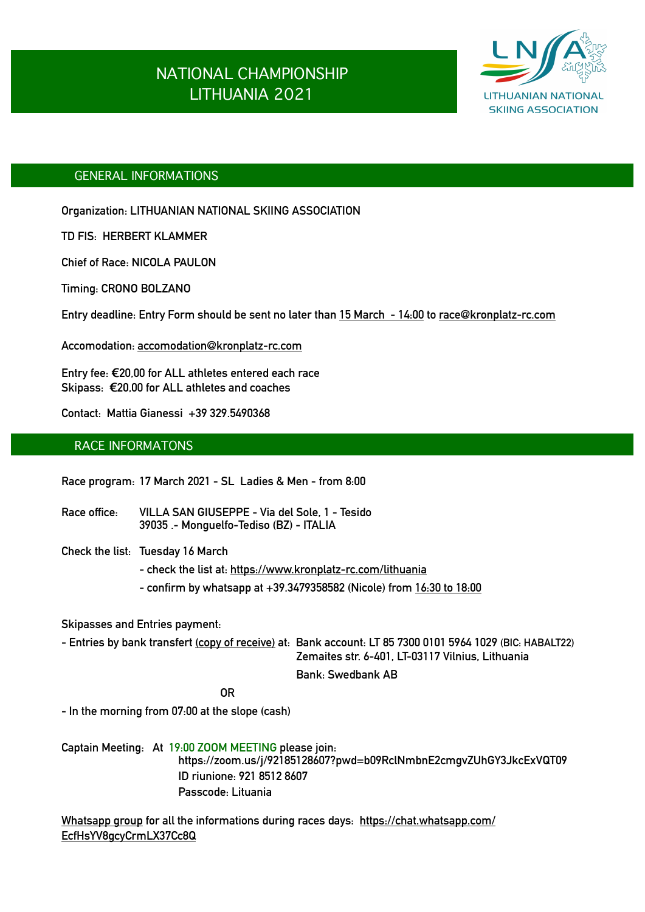# NATIONAL CHAMPIONSHIP LITHUANIA 2021

LITHUANIAN NATIONAL SKIING ASSOCIATION

## GENERAL INFORMATIONS

**Organization:** LITHUANIAN NATIONAL SKIING ASSOCIATION

**TD FIS:** HERBERT KLAMMER

**Chief of Race:** NICOLA PAULON

**Timing:** CRONO BOLZANO

**Entry deadline:** Entry Form should be sent no later than 15 March - 14:00 to race@kronplatz-rc.com

**Accomodation:** accomodation@kronplatz-rc.com

**Entry fee:** €20,00 for ALL athletes entered each race
**Skipass:** €20,00 for ALL athletes and coaches

**Contact:** Mattia Gianessi +39 329.5490368

## RACE INFORMATONS

**Race program:** 17 March 2021 - SL Ladies & Men - from 8:00

**Race office:** VILLA SAN GIUSEPPE - Via del Sole, 1 - Tesido
39035 .- Monguelfo-Tediso (BZ) - ITALIA

**Check the list:** Tuesday 16 March
- check the list at: https://www.kronplatz-rc.com/lithuania
- confirm by whatsapp at +39.3479358582 (Nicole) from 16:30 to 18:00

**Skipasses and Entries payment:**

- Entries by bank transfert (copy of receive) at: Bank account: LT 85 7300 0101 5964 1029 (BIC: HABALT22)
  Zemaites str. 6-401, LT-03117 Vilnius, Lithuania
  Bank: Swedbank AB

OR

- In the morning from 07:00 at the slope (cash)

**Captain Meeting:** At 19:00 ZOOM MEETING please join:
https://zoom.us/j/92185128607?pwd=b09RclNmbnE2cmgvZUhGY3JkcExVQT09
ID riunione: 921 8512 8607
Passcode: Lituania

Whatsapp group for all the informations during races days: https://chat.whatsapp.com/EcfHsYV8gcyCrmLX37Cc8Q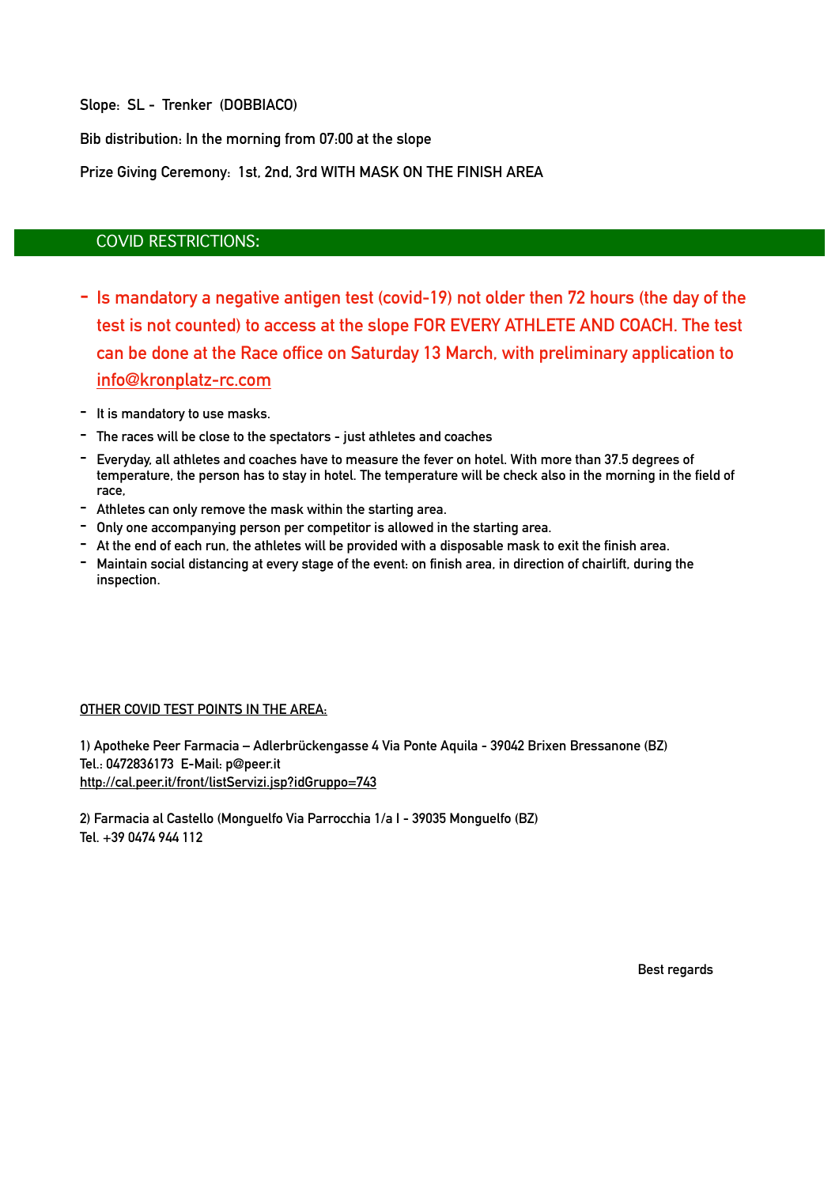**Slope: SL - Trenker (DOBBIACO)**

**Bib distribution: In the morning from 07:00 at the slope**

**Prize Giving Ceremony: 1st, 2nd, 3rd WITH MASK ON THE FINISH AREA**

## COVID RESTRICTIONS:

- **Is mandatory a negative antigen test (covid-19) not older then 72 hours (the day of the test is not counted) to access at the slope FOR EVERY ATHLETE AND COACH. The test can be done at the Race office on Saturday 13 March, with preliminary application to info@kronplatz-rc.com**
- It is mandatory to use masks.
- The races will be close to the spectators - just athletes and coaches
- Everyday, all athletes and coaches have to measure the fever on hotel. With more than 37.5 degrees of temperature, the person has to stay in hotel. The temperature will be check also in the morning in the field of race,
- Athletes can only remove the mask within the starting area.
- Only one accompanying person per competitor is allowed in the starting area.
- At the end of each run, the athletes will be provided with a disposable mask to exit the finish area.
- Maintain social distancing at every stage of the event: on finish area, in direction of chairlift, during the inspection.

OTHER COVID TEST POINTS IN THE AREA:

1) Apotheke Peer Farmacia – Adlerbrückengasse 4 Via Ponte Aquila - 39042 Brixen Bressanone (BZ)
Tel.: 0472836173 E-Mail: p@peer.it
http://cal.peer.it/front/listServizi.jsp?idGruppo=743

2) Farmacia al Castello (Monguelfo Via Parrocchia 1/a I - 39035 Monguelfo (BZ)
Tel. +39 0474 944 112

Best regards